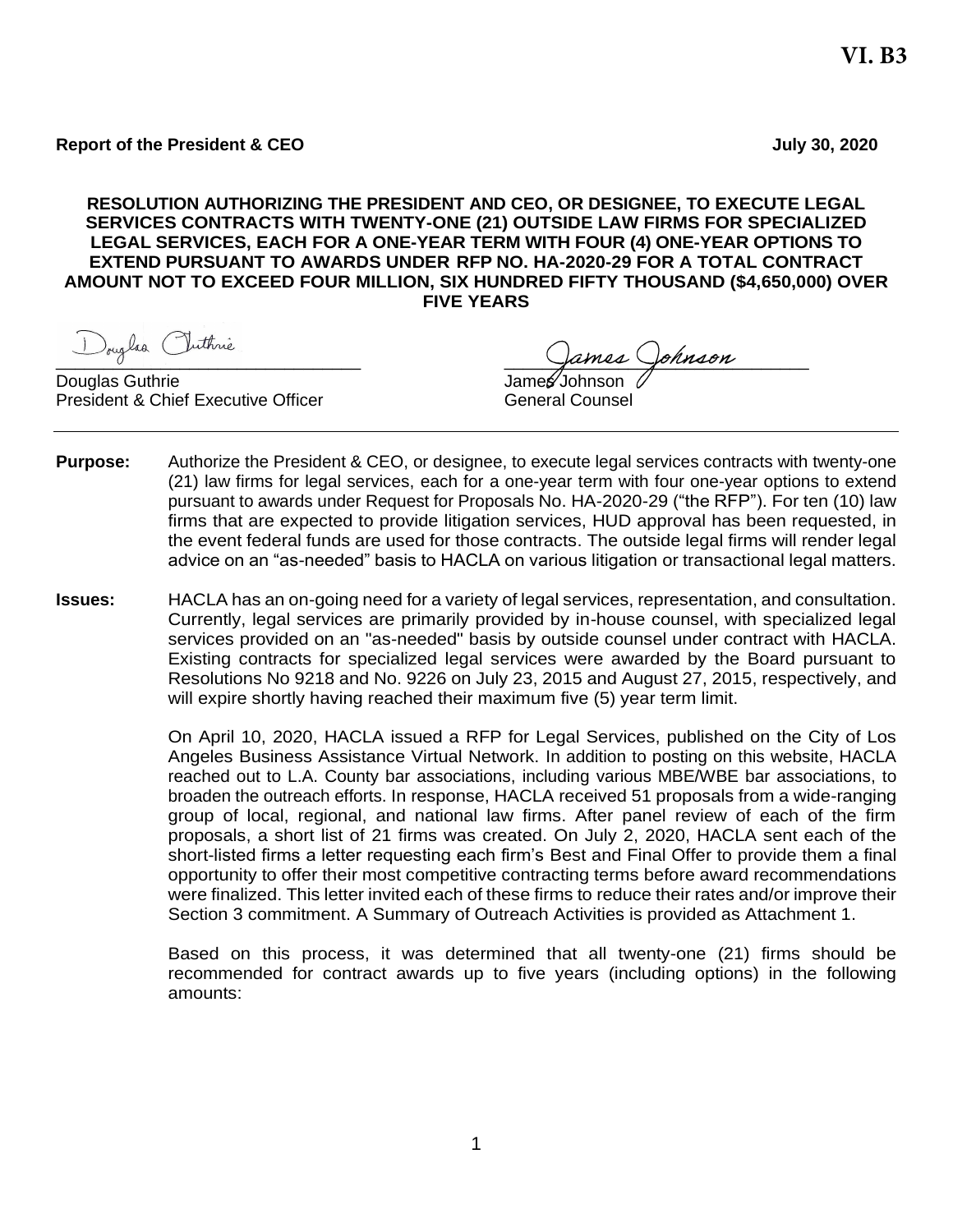VI. B3

**Report of the President & CEO** **July 30, 2020**

**RESOLUTION AUTHORIZING THE PRESIDENT AND CEO, OR DESIGNEE, TO EXECUTE LEGAL SERVICES CONTRACTS WITH TWENTY-ONE (21) OUTSIDE LAW FIRMS FOR SPECIALIZED LEGAL SERVICES, EACH FOR A ONE-YEAR TERM WITH FOUR (4) ONE-YEAR OPTIONS TO EXTEND PURSUANT TO AWARDS UNDER RFP NO. HA-2020-29 FOR A TOTAL CONTRACT AMOUNT NOT TO EXCEED FOUR MILLION, SIX HUNDRED FIFTY THOUSAND ($4,650,000) OVER FIVE YEARS**

Douglas Guthrie
President & Chief Executive Officer

James Johnson
General Counsel

---

**Purpose:** Authorize the President & CEO, or designee, to execute legal services contracts with twenty-one (21) law firms for legal services, each for a one-year term with four one-year options to extend pursuant to awards under Request for Proposals No. HA-2020-29 ("the RFP"). For ten (10) law firms that are expected to provide litigation services, HUD approval has been requested, in the event federal funds are used for those contracts. The outside legal firms will render legal advice on an "as-needed" basis to HACLA on various litigation or transactional legal matters.

**Issues:** HACLA has an on-going need for a variety of legal services, representation, and consultation. Currently, legal services are primarily provided by in-house counsel, with specialized legal services provided on an "as-needed" basis by outside counsel under contract with HACLA. Existing contracts for specialized legal services were awarded by the Board pursuant to Resolutions No 9218 and No. 9226 on July 23, 2015 and August 27, 2015, respectively, and will expire shortly having reached their maximum five (5) year term limit.

On April 10, 2020, HACLA issued a RFP for Legal Services, published on the City of Los Angeles Business Assistance Virtual Network. In addition to posting on this website, HACLA reached out to L.A. County bar associations, including various MBE/WBE bar associations, to broaden the outreach efforts. In response, HACLA received 51 proposals from a wide-ranging group of local, regional, and national law firms. After panel review of each of the firm proposals, a short list of 21 firms was created. On July 2, 2020, HACLA sent each of the short-listed firms a letter requesting each firm's Best and Final Offer to provide them a final opportunity to offer their most competitive contracting terms before award recommendations were finalized. This letter invited each of these firms to reduce their rates and/or improve their Section 3 commitment. A Summary of Outreach Activities is provided as Attachment 1.

Based on this process, it was determined that all twenty-one (21) firms should be recommended for contract awards up to five years (including options) in the following amounts: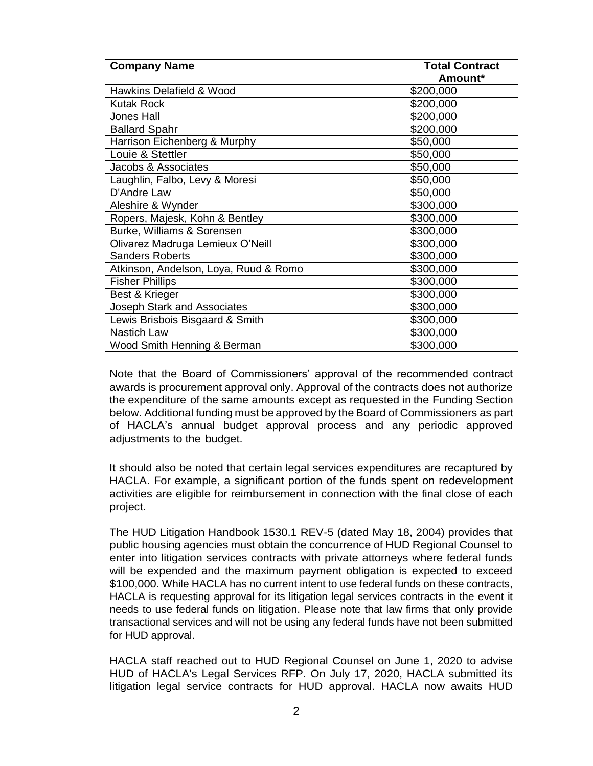| Company Name | Total Contract Amount* |
|---|---|
| Hawkins Delafield & Wood | $200,000 |
| Kutak Rock | $200,000 |
| Jones Hall | $200,000 |
| Ballard Spahr | $200,000 |
| Harrison Eichenberg & Murphy | $50,000 |
| Louie & Stettler | $50,000 |
| Jacobs & Associates | $50,000 |
| Laughlin, Falbo, Levy & Moresi | $50,000 |
| D'Andre Law | $50,000 |
| Aleshire & Wynder | $300,000 |
| Ropers, Majesk, Kohn & Bentley | $300,000 |
| Burke, Williams & Sorensen | $300,000 |
| Olivarez Madruga Lemieux O'Neill | $300,000 |
| Sanders Roberts | $300,000 |
| Atkinson, Andelson, Loya, Ruud & Romo | $300,000 |
| Fisher Phillips | $300,000 |
| Best & Krieger | $300,000 |
| Joseph Stark and Associates | $300,000 |
| Lewis Brisbois Bisgaard & Smith | $300,000 |
| Nastich Law | $300,000 |
| Wood Smith Henning & Berman | $300,000 |

Note that the Board of Commissioners' approval of the recommended contract awards is procurement approval only. Approval of the contracts does not authorize the expenditure of the same amounts except as requested in the Funding Section below. Additional funding must be approved by the Board of Commissioners as part of HACLA's annual budget approval process and any periodic approved adjustments to the budget.

It should also be noted that certain legal services expenditures are recaptured by HACLA. For example, a significant portion of the funds spent on redevelopment activities are eligible for reimbursement in connection with the final close of each project.

The HUD Litigation Handbook 1530.1 REV-5 (dated May 18, 2004) provides that public housing agencies must obtain the concurrence of HUD Regional Counsel to enter into litigation services contracts with private attorneys where federal funds will be expended and the maximum payment obligation is expected to exceed $100,000. While HACLA has no current intent to use federal funds on these contracts, HACLA is requesting approval for its litigation legal services contracts in the event it needs to use federal funds on litigation. Please note that law firms that only provide transactional services and will not be using any federal funds have not been submitted for HUD approval.

HACLA staff reached out to HUD Regional Counsel on June 1, 2020 to advise HUD of HACLA's Legal Services RFP. On July 17, 2020, HACLA submitted its litigation legal service contracts for HUD approval. HACLA now awaits HUD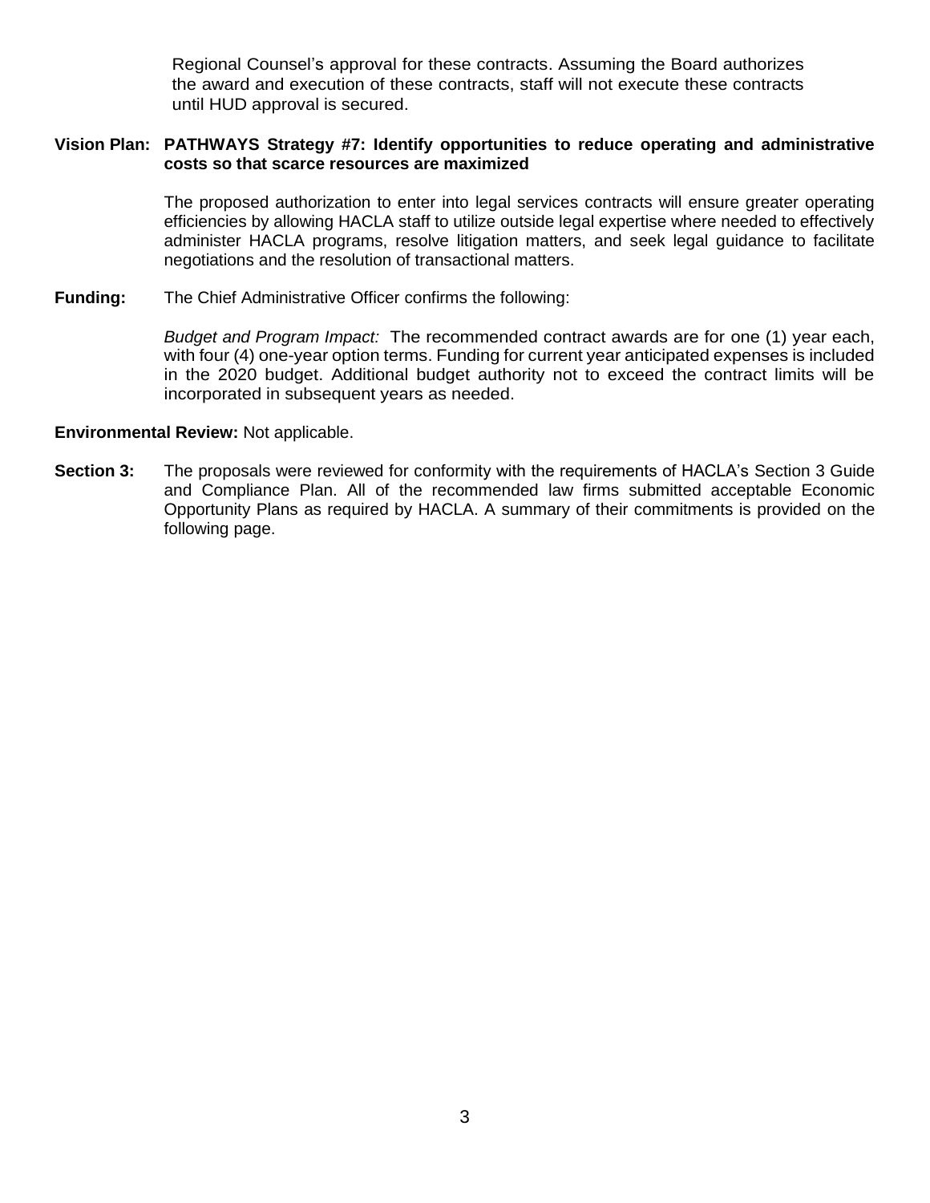Regional Counsel's approval for these contracts. Assuming the Board authorizes the award and execution of these contracts, staff will not execute these contracts until HUD approval is secured.

**Vision Plan: PATHWAYS Strategy #7: Identify opportunities to reduce operating and administrative costs so that scarce resources are maximized**

The proposed authorization to enter into legal services contracts will ensure greater operating efficiencies by allowing HACLA staff to utilize outside legal expertise where needed to effectively administer HACLA programs, resolve litigation matters, and seek legal guidance to facilitate negotiations and the resolution of transactional matters.

**Funding:** The Chief Administrative Officer confirms the following:

*Budget and Program Impact:* The recommended contract awards are for one (1) year each, with four (4) one-year option terms. Funding for current year anticipated expenses is included in the 2020 budget. Additional budget authority not to exceed the contract limits will be incorporated in subsequent years as needed.

**Environmental Review:** Not applicable.

**Section 3:** The proposals were reviewed for conformity with the requirements of HACLA's Section 3 Guide and Compliance Plan. All of the recommended law firms submitted acceptable Economic Opportunity Plans as required by HACLA. A summary of their commitments is provided on the following page.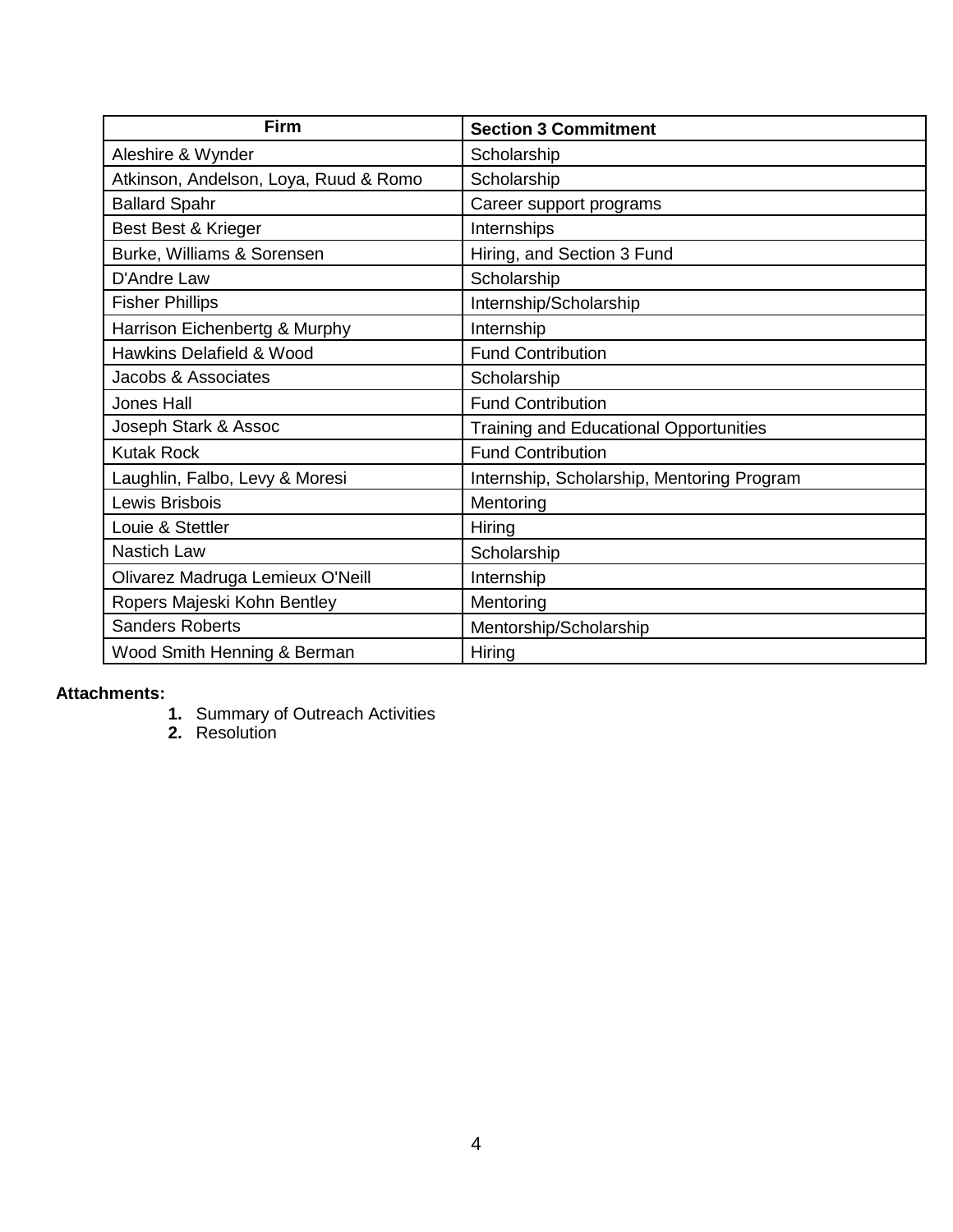| Firm | Section 3 Commitment |
|---|---|
| Aleshire & Wynder | Scholarship |
| Atkinson, Andelson, Loya, Ruud & Romo | Scholarship |
| Ballard Spahr | Career support programs |
| Best Best & Krieger | Internships |
| Burke, Williams & Sorensen | Hiring, and Section 3 Fund |
| D'Andre Law | Scholarship |
| Fisher Phillips | Internship/Scholarship |
| Harrison Eichenbertg & Murphy | Internship |
| Hawkins Delafield & Wood | Fund Contribution |
| Jacobs & Associates | Scholarship |
| Jones Hall | Fund Contribution |
| Joseph Stark & Assoc | Training and Educational Opportunities |
| Kutak Rock | Fund Contribution |
| Laughlin, Falbo, Levy & Moresi | Internship, Scholarship, Mentoring Program |
| Lewis Brisbois | Mentoring |
| Louie & Stettler | Hiring |
| Nastich Law | Scholarship |
| Olivarez Madruga Lemieux O'Neill | Internship |
| Ropers Majeski Kohn Bentley | Mentoring |
| Sanders Roberts | Mentorship/Scholarship |
| Wood Smith Henning & Berman | Hiring |

**Attachments:**

1. Summary of Outreach Activities
2. Resolution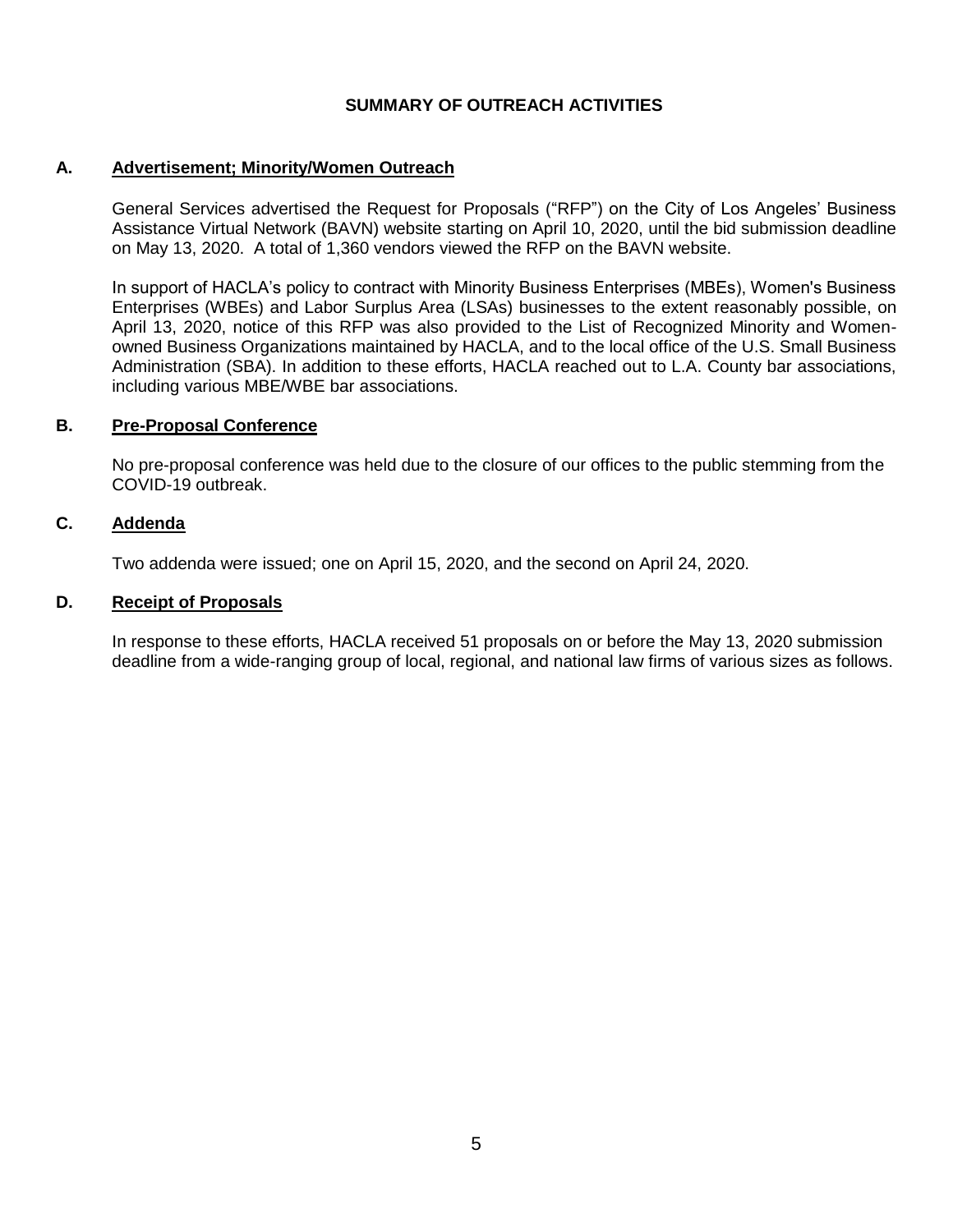## SUMMARY OF OUTREACH ACTIVITIES

### A. Advertisement; Minority/Women Outreach

General Services advertised the Request for Proposals ("RFP") on the City of Los Angeles' Business Assistance Virtual Network (BAVN) website starting on April 10, 2020, until the bid submission deadline on May 13, 2020. A total of 1,360 vendors viewed the RFP on the BAVN website.

In support of HACLA's policy to contract with Minority Business Enterprises (MBEs), Women's Business Enterprises (WBEs) and Labor Surplus Area (LSAs) businesses to the extent reasonably possible, on April 13, 2020, notice of this RFP was also provided to the List of Recognized Minority and Women-owned Business Organizations maintained by HACLA, and to the local office of the U.S. Small Business Administration (SBA). In addition to these efforts, HACLA reached out to L.A. County bar associations, including various MBE/WBE bar associations.

### B. Pre-Proposal Conference

No pre-proposal conference was held due to the closure of our offices to the public stemming from the COVID-19 outbreak.

### C. Addenda

Two addenda were issued; one on April 15, 2020, and the second on April 24, 2020.

### D. Receipt of Proposals

In response to these efforts, HACLA received 51 proposals on or before the May 13, 2020 submission deadline from a wide-ranging group of local, regional, and national law firms of various sizes as follows.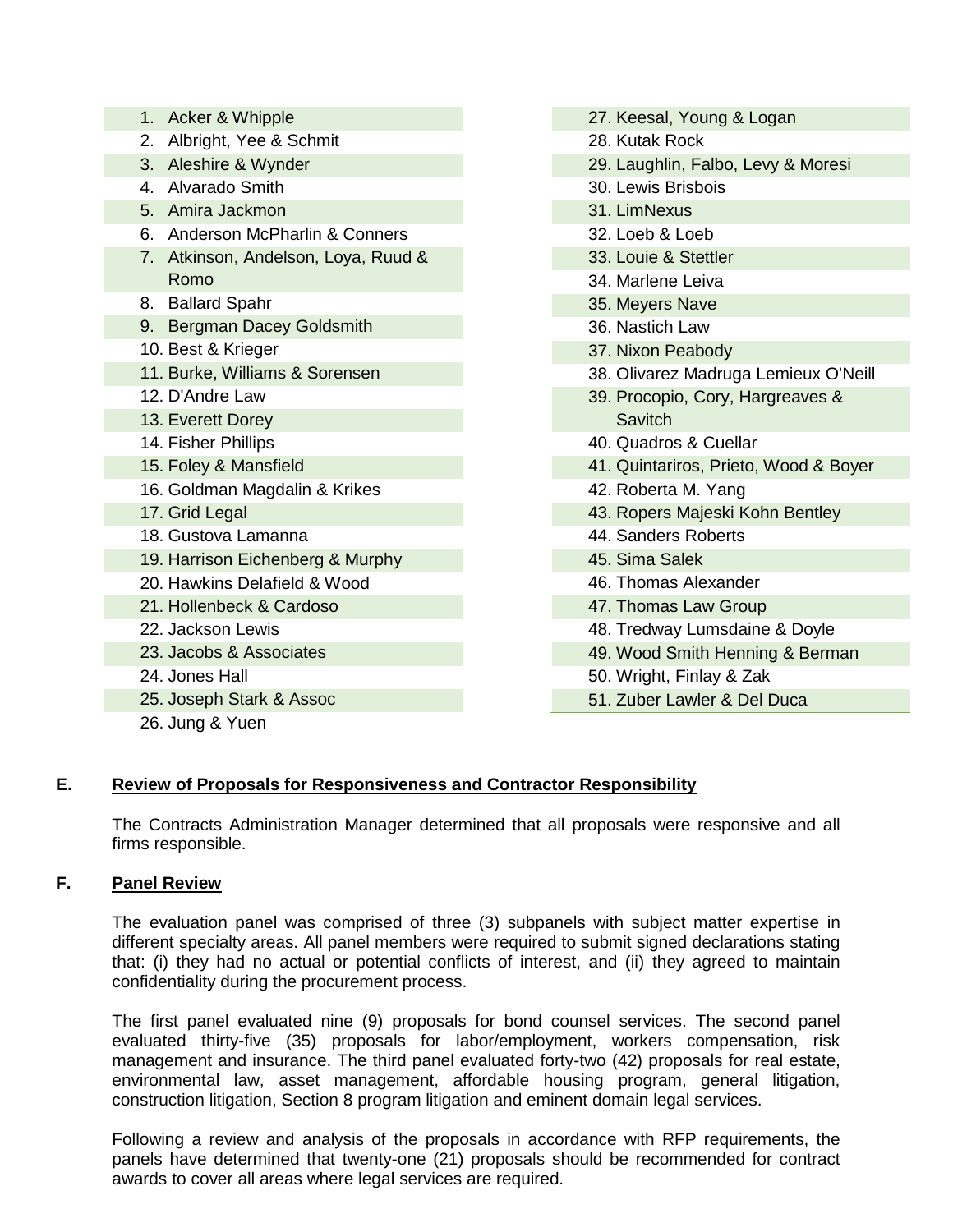1. Acker & Whipple
2. Albright, Yee & Schmit
3. Aleshire & Wynder
4. Alvarado Smith
5. Amira Jackmon
6. Anderson McPharlin & Conners
7. Atkinson, Andelson, Loya, Ruud & Romo
8. Ballard Spahr
9. Bergman Dacey Goldsmith
10. Best & Krieger
11. Burke, Williams & Sorensen
12. D'Andre Law
13. Everett Dorey
14. Fisher Phillips
15. Foley & Mansfield
16. Goldman Magdalin & Krikes
17. Grid Legal
18. Gustova Lamanna
19. Harrison Eichenberg & Murphy
20. Hawkins Delafield & Wood
21. Hollenbeck & Cardoso
22. Jackson Lewis
23. Jacobs & Associates
24. Jones Hall
25. Joseph Stark & Assoc
26. Jung & Yuen
27. Keesal, Young & Logan
28. Kutak Rock
29. Laughlin, Falbo, Levy & Moresi
30. Lewis Brisbois
31. LimNexus
32. Loeb & Loeb
33. Louie & Stettler
34. Marlene Leiva
35. Meyers Nave
36. Nastich Law
37. Nixon Peabody
38. Olivarez Madruga Lemieux O'Neill
39. Procopio, Cory, Hargreaves & Savitch
40. Quadros & Cuellar
41. Quintariros, Prieto, Wood & Boyer
42. Roberta M. Yang
43. Ropers Majeski Kohn Bentley
44. Sanders Roberts
45. Sima Salek
46. Thomas Alexander
47. Thomas Law Group
48. Tredway Lumsdaine & Doyle
49. Wood Smith Henning & Berman
50. Wright, Finlay & Zak
51. Zuber Lawler & Del Duca

## E. Review of Proposals for Responsiveness and Contractor Responsibility

The Contracts Administration Manager determined that all proposals were responsive and all firms responsible.

## F. Panel Review

The evaluation panel was comprised of three (3) subpanels with subject matter expertise in different specialty areas. All panel members were required to submit signed declarations stating that: (i) they had no actual or potential conflicts of interest, and (ii) they agreed to maintain confidentiality during the procurement process.

The first panel evaluated nine (9) proposals for bond counsel services. The second panel evaluated thirty-five (35) proposals for labor/employment, workers compensation, risk management and insurance. The third panel evaluated forty-two (42) proposals for real estate, environmental law, asset management, affordable housing program, general litigation, construction litigation, Section 8 program litigation and eminent domain legal services.

Following a review and analysis of the proposals in accordance with RFP requirements, the panels have determined that twenty-one (21) proposals should be recommended for contract awards to cover all areas where legal services are required.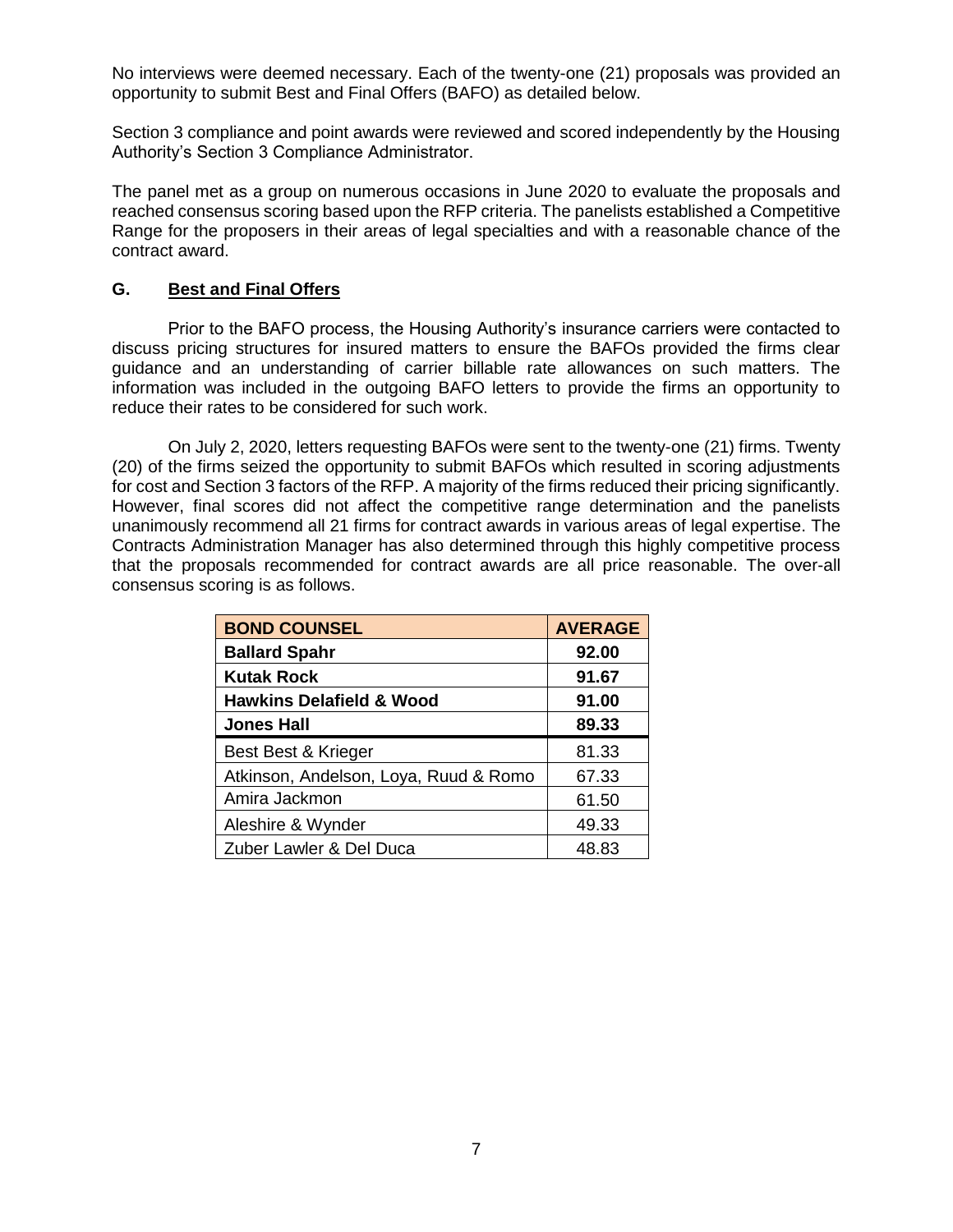No interviews were deemed necessary. Each of the twenty-one (21) proposals was provided an opportunity to submit Best and Final Offers (BAFO) as detailed below.

Section 3 compliance and point awards were reviewed and scored independently by the Housing Authority's Section 3 Compliance Administrator.

The panel met as a group on numerous occasions in June 2020 to evaluate the proposals and reached consensus scoring based upon the RFP criteria. The panelists established a Competitive Range for the proposers in their areas of legal specialties and with a reasonable chance of the contract award.

## G. <u>Best and Final Offers</u>

Prior to the BAFO process, the Housing Authority's insurance carriers were contacted to discuss pricing structures for insured matters to ensure the BAFOs provided the firms clear guidance and an understanding of carrier billable rate allowances on such matters. The information was included in the outgoing BAFO letters to provide the firms an opportunity to reduce their rates to be considered for such work.

On July 2, 2020, letters requesting BAFOs were sent to the twenty-one (21) firms. Twenty (20) of the firms seized the opportunity to submit BAFOs which resulted in scoring adjustments for cost and Section 3 factors of the RFP. A majority of the firms reduced their pricing significantly. However, final scores did not affect the competitive range determination and the panelists unanimously recommend all 21 firms for contract awards in various areas of legal expertise. The Contracts Administration Manager has also determined through this highly competitive process that the proposals recommended for contract awards are all price reasonable. The over-all consensus scoring is as follows.

| BOND COUNSEL | AVERAGE |
|---|---|
| **Ballard Spahr** | **92.00** |
| **Kutak Rock** | **91.67** |
| **Hawkins Delafield & Wood** | **91.00** |
| **Jones Hall** | **89.33** |
| Best Best & Krieger | 81.33 |
| Atkinson, Andelson, Loya, Ruud & Romo | 67.33 |
| Amira Jackmon | 61.50 |
| Aleshire & Wynder | 49.33 |
| Zuber Lawler & Del Duca | 48.83 |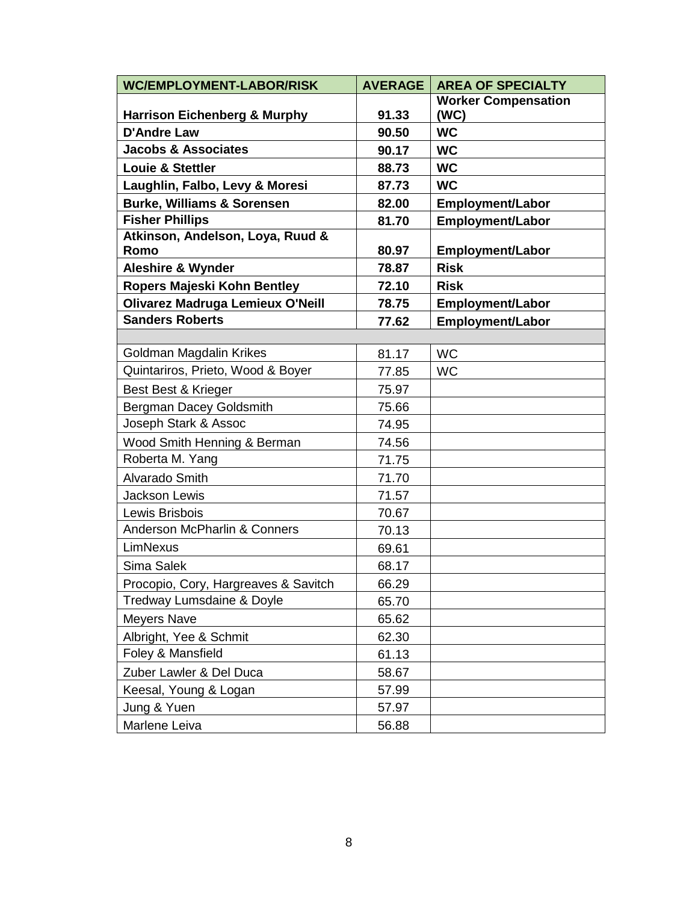| WC/EMPLOYMENT-LABOR/RISK | AVERAGE | AREA OF SPECIALTY |
| --- | --- | --- |
| **Harrison Eichenberg & Murphy** | **91.33** | **Worker Compensation (WC)** |
| **D'Andre Law** | **90.50** | **WC** |
| **Jacobs & Associates** | **90.17** | **WC** |
| **Louie & Stettler** | **88.73** | **WC** |
| **Laughlin, Falbo, Levy & Moresi** | **87.73** | **WC** |
| **Burke, Williams & Sorensen** | **82.00** | **Employment/Labor** |
| **Fisher Phillips** | **81.70** | **Employment/Labor** |
| **Atkinson, Andelson, Loya, Ruud & Romo** | **80.97** | **Employment/Labor** |
| **Aleshire & Wynder** | **78.87** | **Risk** |
| **Ropers Majeski Kohn Bentley** | **72.10** | **Risk** |
| **Olivarez Madruga Lemieux O'Neill** | **78.75** | **Employment/Labor** |
| **Sanders Roberts** | **77.62** | **Employment/Labor** |
| | | |
| Goldman Magdalin Krikes | 81.17 | WC |
| Quintariros, Prieto, Wood & Boyer | 77.85 | WC |
| Best Best & Krieger | 75.97 | |
| Bergman Dacey Goldsmith | 75.66 | |
| Joseph Stark & Assoc | 74.95 | |
| Wood Smith Henning & Berman | 74.56 | |
| Roberta M. Yang | 71.75 | |
| Alvarado Smith | 71.70 | |
| Jackson Lewis | 71.57 | |
| Lewis Brisbois | 70.67 | |
| Anderson McPharlin & Conners | 70.13 | |
| LimNexus | 69.61 | |
| Sima Salek | 68.17 | |
| Procopio, Cory, Hargreaves & Savitch | 66.29 | |
| Tredway Lumsdaine & Doyle | 65.70 | |
| Meyers Nave | 65.62 | |
| Albright, Yee & Schmit | 62.30 | |
| Foley & Mansfield | 61.13 | |
| Zuber Lawler & Del Duca | 58.67 | |
| Keesal, Young & Logan | 57.99 | |
| Jung & Yuen | 57.97 | |
| Marlene Leiva | 56.88 | |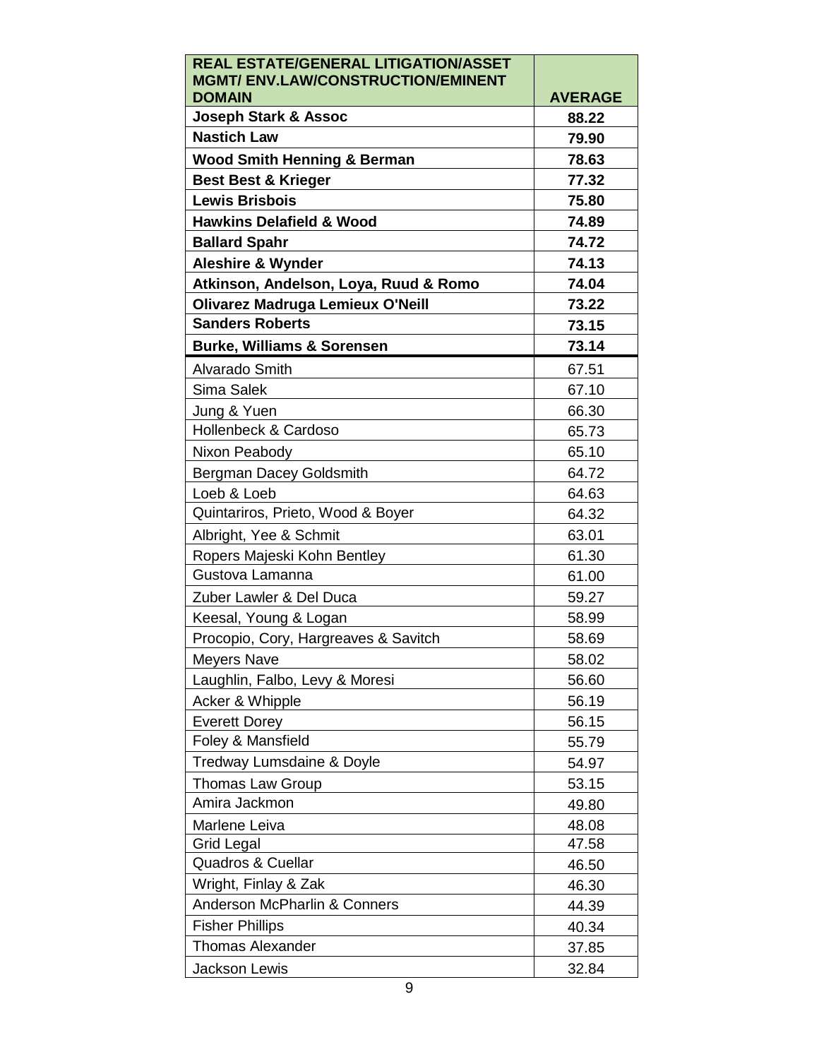| REAL ESTATE/GENERAL LITIGATION/ASSET MGMT/ ENV.LAW/CONSTRUCTION/EMINENT DOMAIN | AVERAGE |
|---|---|
| **Joseph Stark & Assoc** | **88.22** |
| **Nastich Law** | **79.90** |
| **Wood Smith Henning & Berman** | **78.63** |
| **Best Best & Krieger** | **77.32** |
| **Lewis Brisbois** | **75.80** |
| **Hawkins Delafield & Wood** | **74.89** |
| **Ballard Spahr** | **74.72** |
| **Aleshire & Wynder** | **74.13** |
| **Atkinson, Andelson, Loya, Ruud & Romo** | **74.04** |
| **Olivarez Madruga Lemieux O'Neill** | **73.22** |
| **Sanders Roberts** | **73.15** |
| **Burke, Williams & Sorensen** | **73.14** |
| Alvarado Smith | 67.51 |
| Sima Salek | 67.10 |
| Jung & Yuen | 66.30 |
| Hollenbeck & Cardoso | 65.73 |
| Nixon Peabody | 65.10 |
| Bergman Dacey Goldsmith | 64.72 |
| Loeb & Loeb | 64.63 |
| Quintariros, Prieto, Wood & Boyer | 64.32 |
| Albright, Yee & Schmit | 63.01 |
| Ropers Majeski Kohn Bentley | 61.30 |
| Gustova Lamanna | 61.00 |
| Zuber Lawler & Del Duca | 59.27 |
| Keesal, Young & Logan | 58.99 |
| Procopio, Cory, Hargreaves & Savitch | 58.69 |
| Meyers Nave | 58.02 |
| Laughlin, Falbo, Levy & Moresi | 56.60 |
| Acker & Whipple | 56.19 |
| Everett Dorey | 56.15 |
| Foley & Mansfield | 55.79 |
| Tredway Lumsdaine & Doyle | 54.97 |
| Thomas Law Group | 53.15 |
| Amira Jackmon | 49.80 |
| Marlene Leiva | 48.08 |
| Grid Legal | 47.58 |
| Quadros & Cuellar | 46.50 |
| Wright, Finlay & Zak | 46.30 |
| Anderson McPharlin & Conners | 44.39 |
| Fisher Phillips | 40.34 |
| Thomas Alexander | 37.85 |
| Jackson Lewis | 32.84 |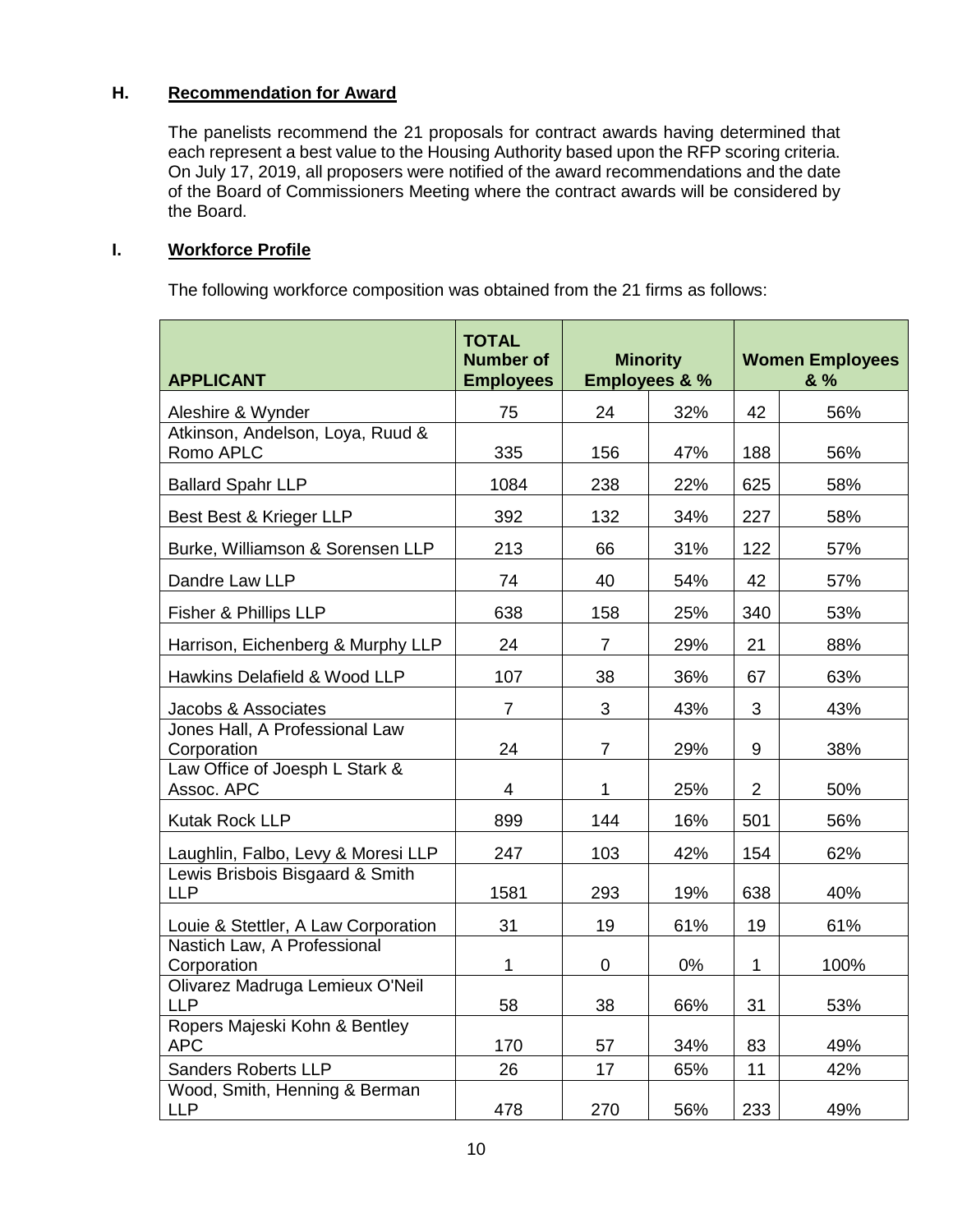**H. Recommendation for Award**

The panelists recommend the 21 proposals for contract awards having determined that each represent a best value to the Housing Authority based upon the RFP scoring criteria. On July 17, 2019, all proposers were notified of the award recommendations and the date of the Board of Commissioners Meeting where the contract awards will be considered by the Board.

**I. Workforce Profile**

The following workforce composition was obtained from the 21 firms as follows:

| APPLICANT | TOTAL Number of Employees | Minority Employees & % | | Women Employees & % | |
|---|---|---|---|---|---|
| Aleshire & Wynder | 75 | 24 | 32% | 42 | 56% |
| Atkinson, Andelson, Loya, Ruud & Romo APLC | 335 | 156 | 47% | 188 | 56% |
| Ballard Spahr LLP | 1084 | 238 | 22% | 625 | 58% |
| Best Best & Krieger LLP | 392 | 132 | 34% | 227 | 58% |
| Burke, Williamson & Sorensen LLP | 213 | 66 | 31% | 122 | 57% |
| Dandre Law LLP | 74 | 40 | 54% | 42 | 57% |
| Fisher & Phillips LLP | 638 | 158 | 25% | 340 | 53% |
| Harrison, Eichenberg & Murphy LLP | 24 | 7 | 29% | 21 | 88% |
| Hawkins Delafield & Wood LLP | 107 | 38 | 36% | 67 | 63% |
| Jacobs & Associates | 7 | 3 | 43% | 3 | 43% |
| Jones Hall, A Professional Law Corporation | 24 | 7 | 29% | 9 | 38% |
| Law Office of Joesph L Stark & Assoc. APC | 4 | 1 | 25% | 2 | 50% |
| Kutak Rock LLP | 899 | 144 | 16% | 501 | 56% |
| Laughlin, Falbo, Levy & Moresi LLP | 247 | 103 | 42% | 154 | 62% |
| Lewis Brisbois Bisgaard & Smith LLP | 1581 | 293 | 19% | 638 | 40% |
| Louie & Stettler, A Law Corporation | 31 | 19 | 61% | 19 | 61% |
| Nastich Law, A Professional Corporation | 1 | 0 | 0% | 1 | 100% |
| Olivarez Madruga Lemieux O'Neil LLP | 58 | 38 | 66% | 31 | 53% |
| Ropers Majeski Kohn & Bentley APC | 170 | 57 | 34% | 83 | 49% |
| Sanders Roberts LLP | 26 | 17 | 65% | 11 | 42% |
| Wood, Smith, Henning & Berman LLP | 478 | 270 | 56% | 233 | 49% |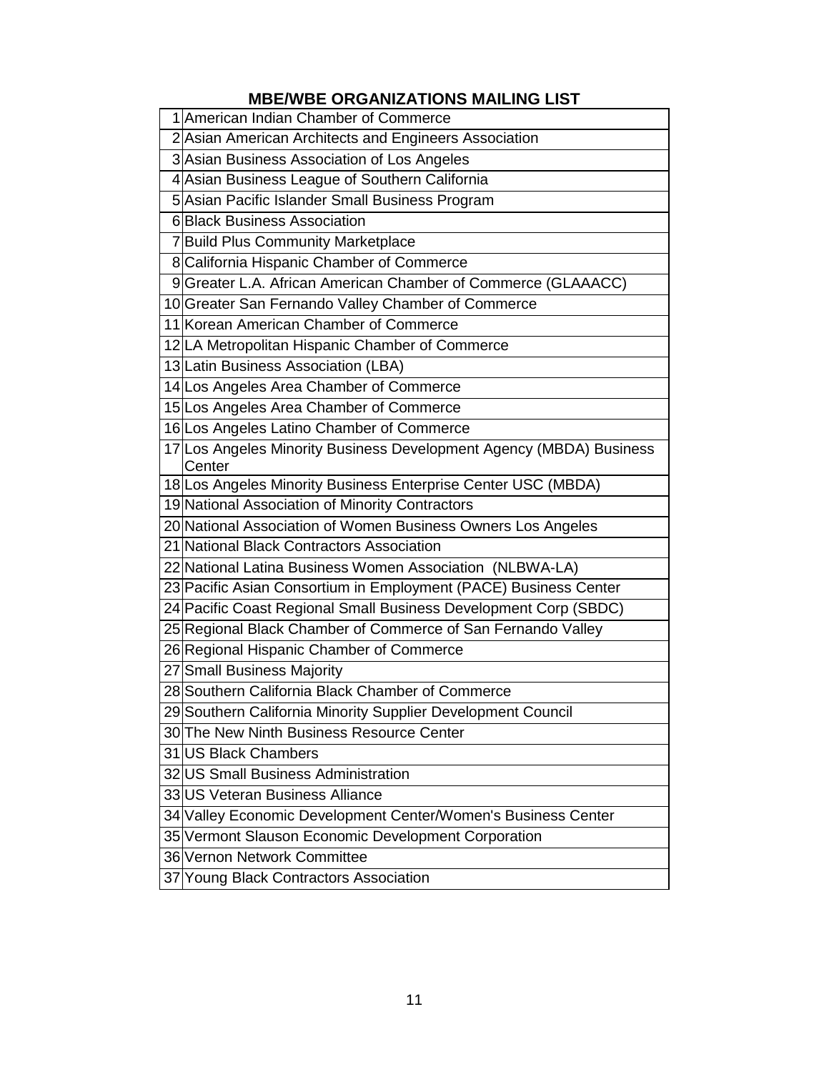## MBE/WBE ORGANIZATIONS MAILING LIST

| | |
|---|---|
| 1 | American Indian Chamber of Commerce |
| 2 | Asian American Architects and Engineers Association |
| 3 | Asian Business Association of Los Angeles |
| 4 | Asian Business League of Southern California |
| 5 | Asian Pacific Islander Small Business Program |
| 6 | Black Business Association |
| 7 | Build Plus Community Marketplace |
| 8 | California Hispanic Chamber of Commerce |
| 9 | Greater L.A. African American Chamber of Commerce (GLAAACC) |
| 10 | Greater San Fernando Valley Chamber of Commerce |
| 11 | Korean American Chamber of Commerce |
| 12 | LA Metropolitan Hispanic Chamber of Commerce |
| 13 | Latin Business Association (LBA) |
| 14 | Los Angeles Area Chamber of Commerce |
| 15 | Los Angeles Area Chamber of Commerce |
| 16 | Los Angeles Latino Chamber of Commerce |
| 17 | Los Angeles Minority Business Development Agency (MBDA) Business Center |
| 18 | Los Angeles Minority Business Enterprise Center USC (MBDA) |
| 19 | National Association of Minority Contractors |
| 20 | National Association of Women Business Owners Los Angeles |
| 21 | National Black Contractors Association |
| 22 | National Latina Business Women Association (NLBWA-LA) |
| 23 | Pacific Asian Consortium in Employment (PACE) Business Center |
| 24 | Pacific Coast Regional Small Business Development Corp (SBDC) |
| 25 | Regional Black Chamber of Commerce of San Fernando Valley |
| 26 | Regional Hispanic Chamber of Commerce |
| 27 | Small Business Majority |
| 28 | Southern California Black Chamber of Commerce |
| 29 | Southern California Minority Supplier Development Council |
| 30 | The New Ninth Business Resource Center |
| 31 | US Black Chambers |
| 32 | US Small Business Administration |
| 33 | US Veteran Business Alliance |
| 34 | Valley Economic Development Center/Women's Business Center |
| 35 | Vermont Slauson Economic Development Corporation |
| 36 | Vernon Network Committee |
| 37 | Young Black Contractors Association |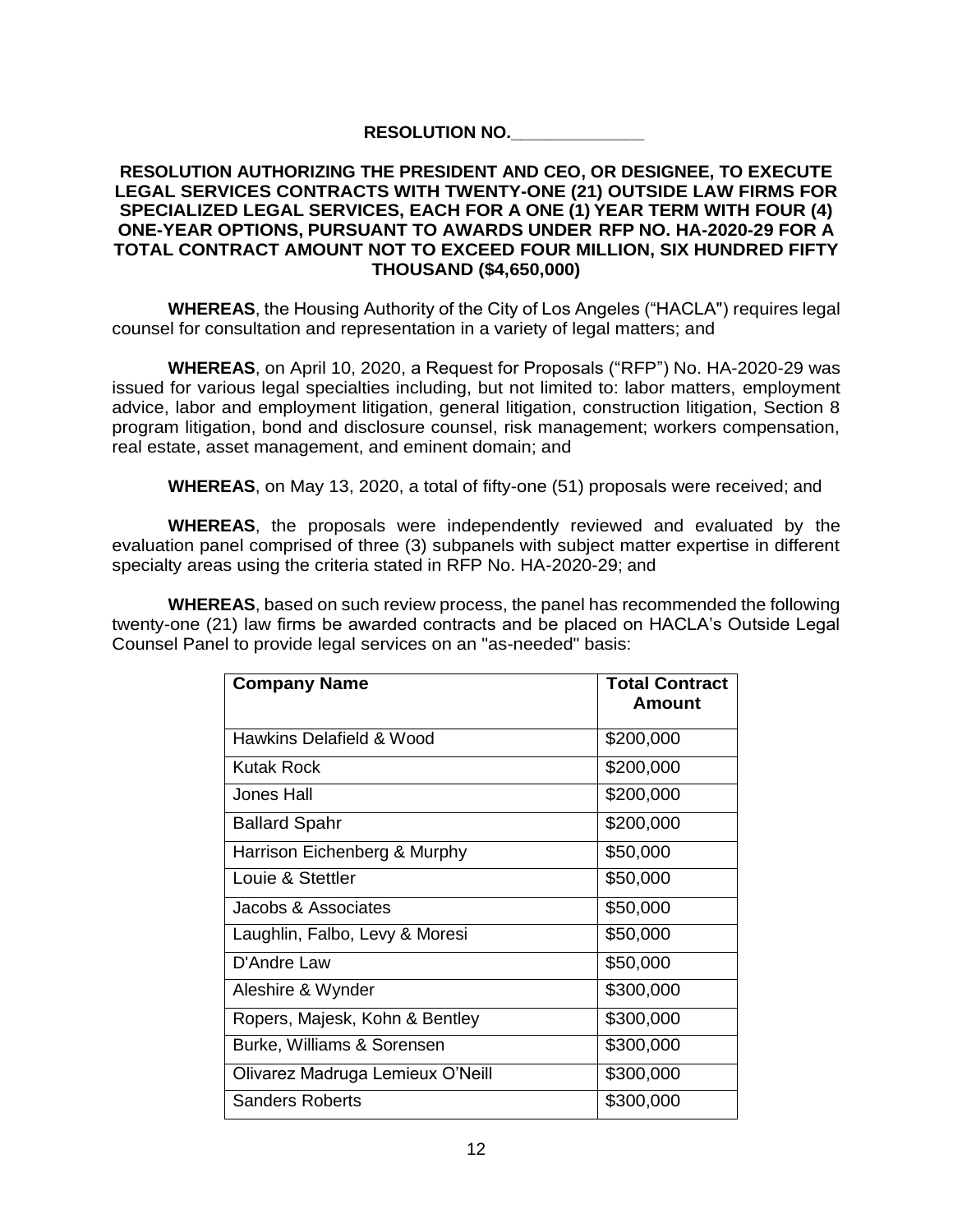**RESOLUTION NO.\_\_\_\_\_\_\_\_\_\_\_\_\_\_**

**RESOLUTION AUTHORIZING THE PRESIDENT AND CEO, OR DESIGNEE, TO EXECUTE LEGAL SERVICES CONTRACTS WITH TWENTY-ONE (21) OUTSIDE LAW FIRMS FOR SPECIALIZED LEGAL SERVICES, EACH FOR A ONE (1) YEAR TERM WITH FOUR (4) ONE-YEAR OPTIONS, PURSUANT TO AWARDS UNDER RFP NO. HA-2020-29 FOR A TOTAL CONTRACT AMOUNT NOT TO EXCEED FOUR MILLION, SIX HUNDRED FIFTY THOUSAND ($4,650,000)**

**WHEREAS**, the Housing Authority of the City of Los Angeles ("HACLA") requires legal counsel for consultation and representation in a variety of legal matters; and

**WHEREAS**, on April 10, 2020, a Request for Proposals ("RFP") No. HA-2020-29 was issued for various legal specialties including, but not limited to: labor matters, employment advice, labor and employment litigation, general litigation, construction litigation, Section 8 program litigation, bond and disclosure counsel, risk management; workers compensation, real estate, asset management, and eminent domain; and

**WHEREAS**, on May 13, 2020, a total of fifty-one (51) proposals were received; and

**WHEREAS**, the proposals were independently reviewed and evaluated by the evaluation panel comprised of three (3) subpanels with subject matter expertise in different specialty areas using the criteria stated in RFP No. HA-2020-29; and

**WHEREAS**, based on such review process, the panel has recommended the following twenty-one (21) law firms be awarded contracts and be placed on HACLA's Outside Legal Counsel Panel to provide legal services on an "as-needed" basis:

| Company Name | Total Contract Amount |
|---|---|
| Hawkins Delafield & Wood | $200,000 |
| Kutak Rock | $200,000 |
| Jones Hall | $200,000 |
| Ballard Spahr | $200,000 |
| Harrison Eichenberg & Murphy | $50,000 |
| Louie & Stettler | $50,000 |
| Jacobs & Associates | $50,000 |
| Laughlin, Falbo, Levy & Moresi | $50,000 |
| D'Andre Law | $50,000 |
| Aleshire & Wynder | $300,000 |
| Ropers, Majesk, Kohn & Bentley | $300,000 |
| Burke, Williams & Sorensen | $300,000 |
| Olivarez Madruga Lemieux O'Neill | $300,000 |
| Sanders Roberts | $300,000 |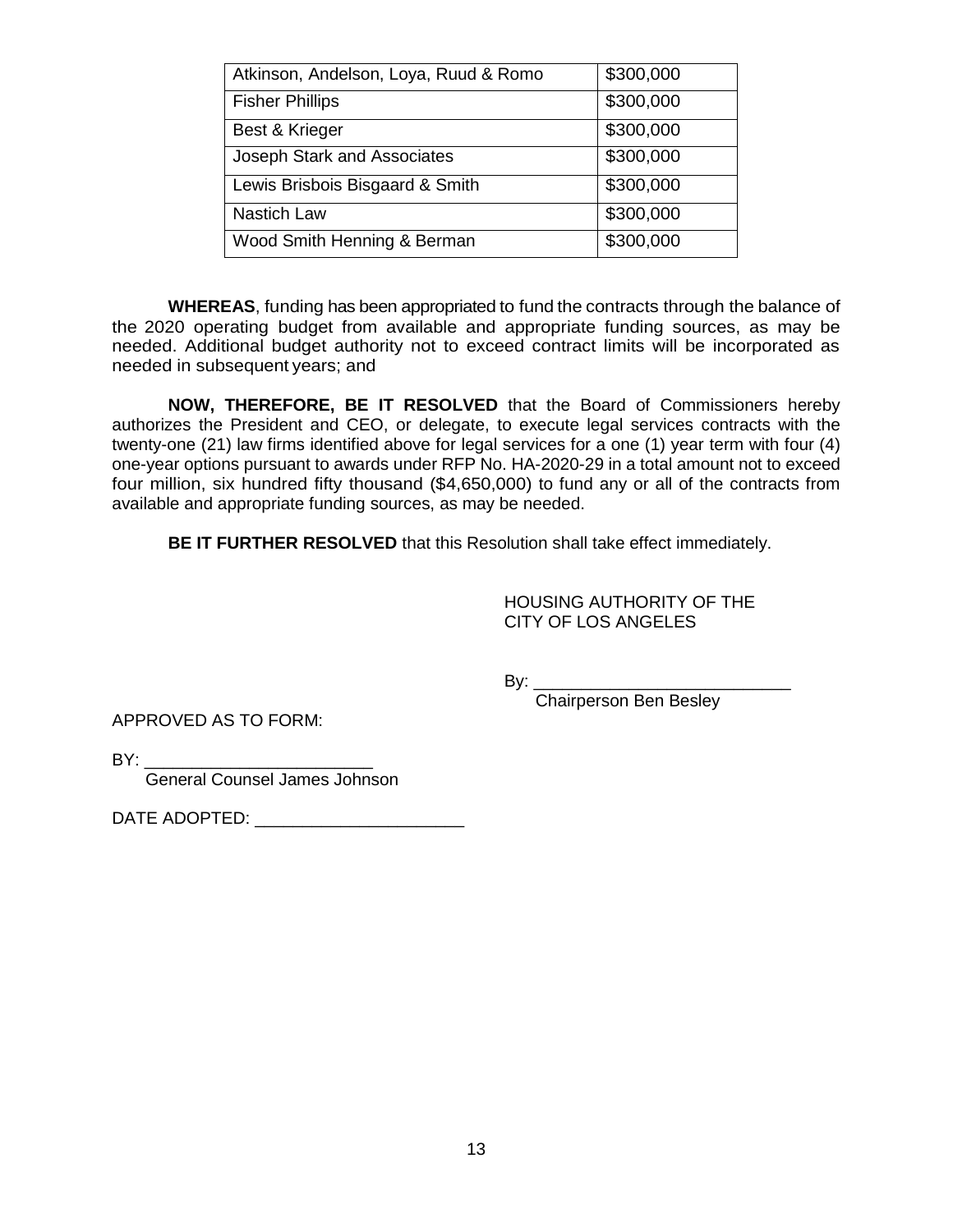| | |
|---|---|
| Atkinson, Andelson, Loya, Ruud & Romo | \$300,000 |
| Fisher Phillips | \$300,000 |
| Best & Krieger | \$300,000 |
| Joseph Stark and Associates | \$300,000 |
| Lewis Brisbois Bisgaard & Smith | \$300,000 |
| Nastich Law | \$300,000 |
| Wood Smith Henning & Berman | \$300,000 |

**WHEREAS**, funding has been appropriated to fund the contracts through the balance of the 2020 operating budget from available and appropriate funding sources, as may be needed. Additional budget authority not to exceed contract limits will be incorporated as needed in subsequent years; and

**NOW, THEREFORE, BE IT RESOLVED** that the Board of Commissioners hereby authorizes the President and CEO, or delegate, to execute legal services contracts with the twenty-one (21) law firms identified above for legal services for a one (1) year term with four (4) one-year options pursuant to awards under RFP No. HA-2020-29 in a total amount not to exceed four million, six hundred fifty thousand (\$4,650,000) to fund any or all of the contracts from available and appropriate funding sources, as may be needed.

**BE IT FURTHER RESOLVED** that this Resolution shall take effect immediately.

HOUSING AUTHORITY OF THE
CITY OF LOS ANGELES

By: ___________________________
Chairperson Ben Besley

APPROVED AS TO FORM:

BY: ________________________
General Counsel James Johnson

DATE ADOPTED: ______________________